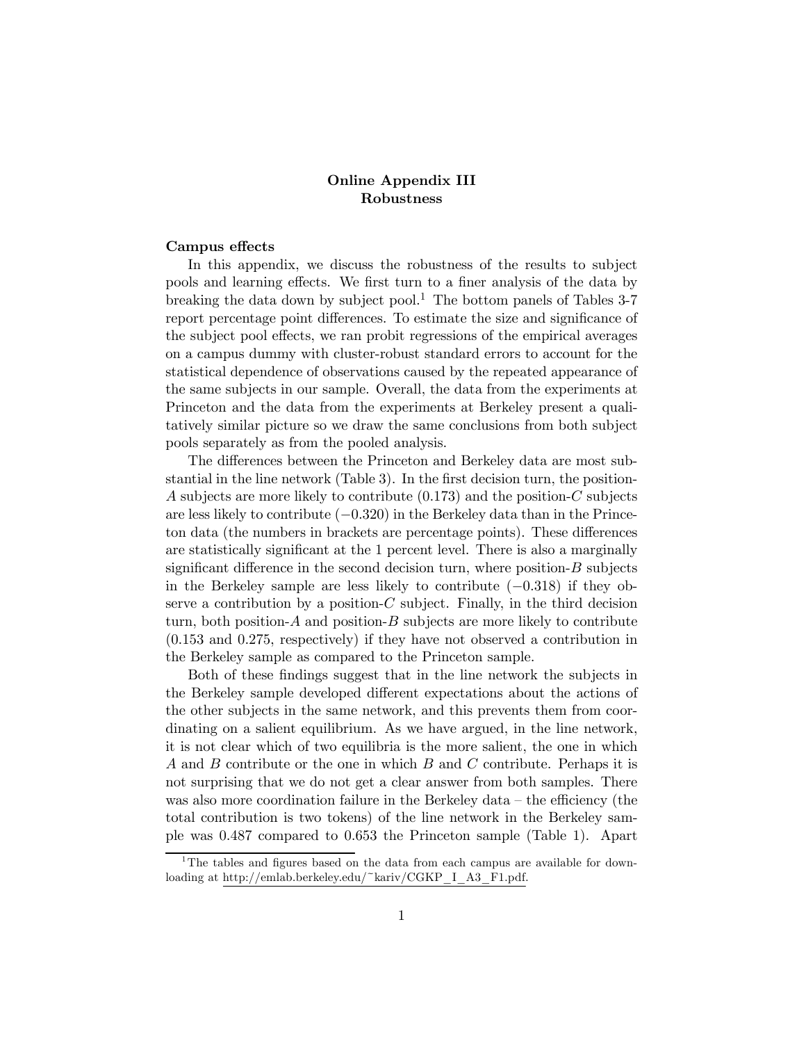# Online Appendix III
## Robustness

**Campus effects**

In this appendix, we discuss the robustness of the results to subject pools and learning effects. We first turn to a finer analysis of the data by breaking the data down by subject pool.[1] The bottom panels of Tables 3-7 report percentage point differences. To estimate the size and significance of the subject pool effects, we ran probit regressions of the empirical averages on a campus dummy with cluster-robust standard errors to account for the statistical dependence of observations caused by the repeated appearance of the same subjects in our sample. Overall, the data from the experiments at Princeton and the data from the experiments at Berkeley present a qualitatively similar picture so we draw the same conclusions from both subject pools separately as from the pooled analysis.

The differences between the Princeton and Berkeley data are most substantial in the line network (Table 3). In the first decision turn, the position-$A$ subjects are more likely to contribute (0.173) and the position-$C$ subjects are less likely to contribute ($-0.320$) in the Berkeley data than in the Princeton data (the numbers in brackets are percentage points). These differences are statistically significant at the 1 percent level. There is also a marginally significant difference in the second decision turn, where position-$B$ subjects in the Berkeley sample are less likely to contribute ($-0.318$) if they observe a contribution by a position-$C$ subject. Finally, in the third decision turn, both position-$A$ and position-$B$ subjects are more likely to contribute (0.153 and 0.275, respectively) if they have not observed a contribution in the Berkeley sample as compared to the Princeton sample.

Both of these findings suggest that in the line network the subjects in the Berkeley sample developed different expectations about the actions of the other subjects in the same network, and this prevents them from coordinating on a salient equilibrium. As we have argued, in the line network, it is not clear which of two equilibria is the more salient, the one in which $A$ and $B$ contribute or the one in which $B$ and $C$ contribute. Perhaps it is not surprising that we do not get a clear answer from both samples. There was also more coordination failure in the Berkeley data – the efficiency (the total contribution is two tokens) of the line network in the Berkeley sample was 0.487 compared to 0.653 the Princeton sample (Table 1). Apart

[1] The tables and figures based on the data from each campus are available for downloading at http://emlab.berkeley.edu/~kariv/CGKP_I_A3_F1.pdf.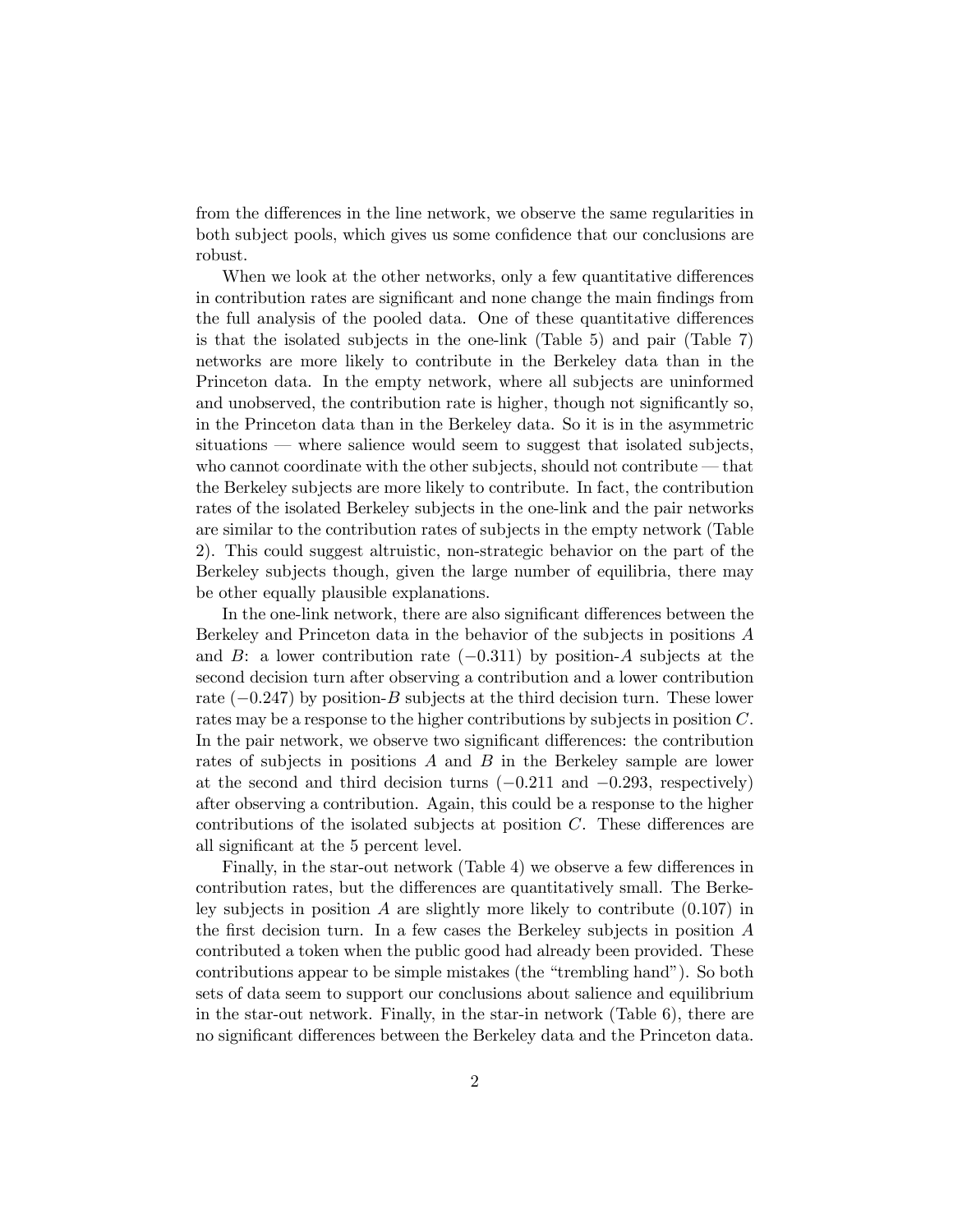from the differences in the line network, we observe the same regularities in both subject pools, which gives us some confidence that our conclusions are robust.

When we look at the other networks, only a few quantitative differences in contribution rates are significant and none change the main findings from the full analysis of the pooled data. One of these quantitative differences is that the isolated subjects in the one-link (Table 5) and pair (Table 7) networks are more likely to contribute in the Berkeley data than in the Princeton data. In the empty network, where all subjects are uninformed and unobserved, the contribution rate is higher, though not significantly so, in the Princeton data than in the Berkeley data. So it is in the asymmetric situations — where salience would seem to suggest that isolated subjects, who cannot coordinate with the other subjects, should not contribute — that the Berkeley subjects are more likely to contribute. In fact, the contribution rates of the isolated Berkeley subjects in the one-link and the pair networks are similar to the contribution rates of subjects in the empty network (Table 2). This could suggest altruistic, non-strategic behavior on the part of the Berkeley subjects though, given the large number of equilibria, there may be other equally plausible explanations.

In the one-link network, there are also significant differences between the Berkeley and Princeton data in the behavior of the subjects in positions $A$ and $B$: a lower contribution rate ($-0.311$) by position-$A$ subjects at the second decision turn after observing a contribution and a lower contribution rate ($-0.247$) by position-$B$ subjects at the third decision turn. These lower rates may be a response to the higher contributions by subjects in position $C$. In the pair network, we observe two significant differences: the contribution rates of subjects in positions $A$ and $B$ in the Berkeley sample are lower at the second and third decision turns ($-0.211$ and $-0.293$, respectively) after observing a contribution. Again, this could be a response to the higher contributions of the isolated subjects at position $C$. These differences are all significant at the 5 percent level.

Finally, in the star-out network (Table 4) we observe a few differences in contribution rates, but the differences are quantitatively small. The Berkeley subjects in position $A$ are slightly more likely to contribute (0.107) in the first decision turn. In a few cases the Berkeley subjects in position $A$ contributed a token when the public good had already been provided. These contributions appear to be simple mistakes (the "trembling hand"). So both sets of data seem to support our conclusions about salience and equilibrium in the star-out network. Finally, in the star-in network (Table 6), there are no significant differences between the Berkeley data and the Princeton data.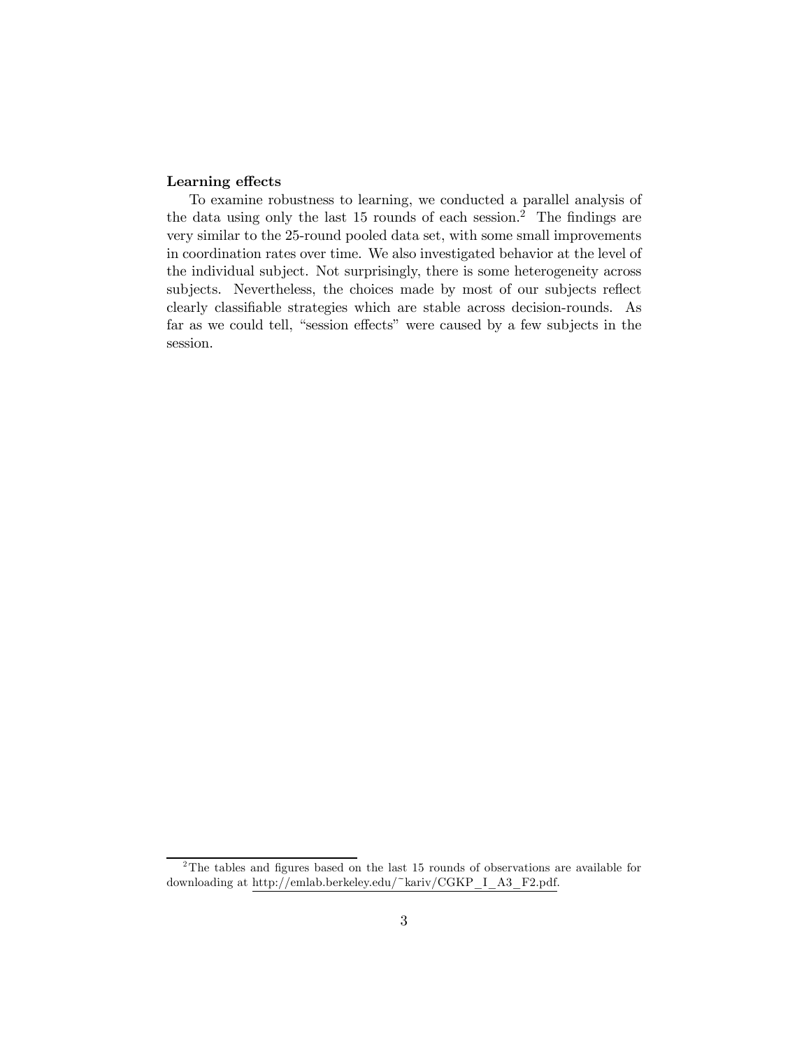**Learning effects**

To examine robustness to learning, we conducted a parallel analysis of the data using only the last 15 rounds of each session.[2] The findings are very similar to the 25-round pooled data set, with some small improvements in coordination rates over time. We also investigated behavior at the level of the individual subject. Not surprisingly, there is some heterogeneity across subjects. Nevertheless, the choices made by most of our subjects reflect clearly classifiable strategies which are stable across decision-rounds. As far as we could tell, "session effects" were caused by a few subjects in the session.

[2] The tables and figures based on the last 15 rounds of observations are available for downloading at http://emlab.berkeley.edu/~kariv/CGKP_I_A3_F2.pdf.